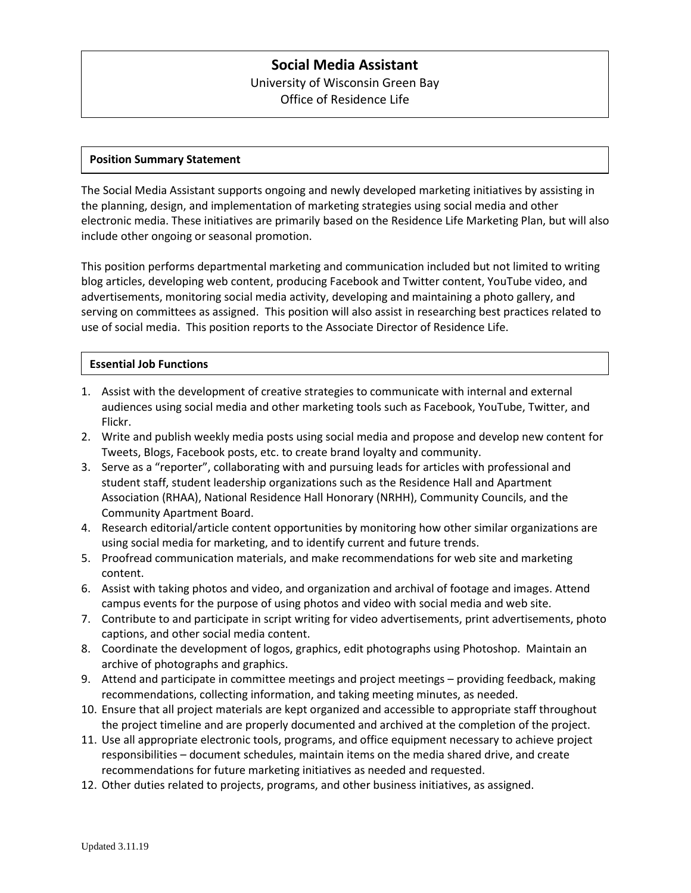# Social Media Assistant

University of Wisconsin Green Bay
Office of Residence Life

## Position Summary Statement

The Social Media Assistant supports ongoing and newly developed marketing initiatives by assisting in the planning, design, and implementation of marketing strategies using social media and other electronic media. These initiatives are primarily based on the Residence Life Marketing Plan, but will also include other ongoing or seasonal promotion.

This position performs departmental marketing and communication included but not limited to writing blog articles, developing web content, producing Facebook and Twitter content, YouTube video, and advertisements, monitoring social media activity, developing and maintaining a photo gallery, and serving on committees as assigned. This position will also assist in researching best practices related to use of social media. This position reports to the Associate Director of Residence Life.

## Essential Job Functions

1. Assist with the development of creative strategies to communicate with internal and external audiences using social media and other marketing tools such as Facebook, YouTube, Twitter, and Flickr.
2. Write and publish weekly media posts using social media and propose and develop new content for Tweets, Blogs, Facebook posts, etc. to create brand loyalty and community.
3. Serve as a "reporter", collaborating with and pursuing leads for articles with professional and student staff, student leadership organizations such as the Residence Hall and Apartment Association (RHAA), National Residence Hall Honorary (NRHH), Community Councils, and the Community Apartment Board.
4. Research editorial/article content opportunities by monitoring how other similar organizations are using social media for marketing, and to identify current and future trends.
5. Proofread communication materials, and make recommendations for web site and marketing content.
6. Assist with taking photos and video, and organization and archival of footage and images. Attend campus events for the purpose of using photos and video with social media and web site.
7. Contribute to and participate in script writing for video advertisements, print advertisements, photo captions, and other social media content.
8. Coordinate the development of logos, graphics, edit photographs using Photoshop. Maintain an archive of photographs and graphics.
9. Attend and participate in committee meetings and project meetings – providing feedback, making recommendations, collecting information, and taking meeting minutes, as needed.
10. Ensure that all project materials are kept organized and accessible to appropriate staff throughout the project timeline and are properly documented and archived at the completion of the project.
11. Use all appropriate electronic tools, programs, and office equipment necessary to achieve project responsibilities – document schedules, maintain items on the media shared drive, and create recommendations for future marketing initiatives as needed and requested.
12. Other duties related to projects, programs, and other business initiatives, as assigned.

Updated 3.11.19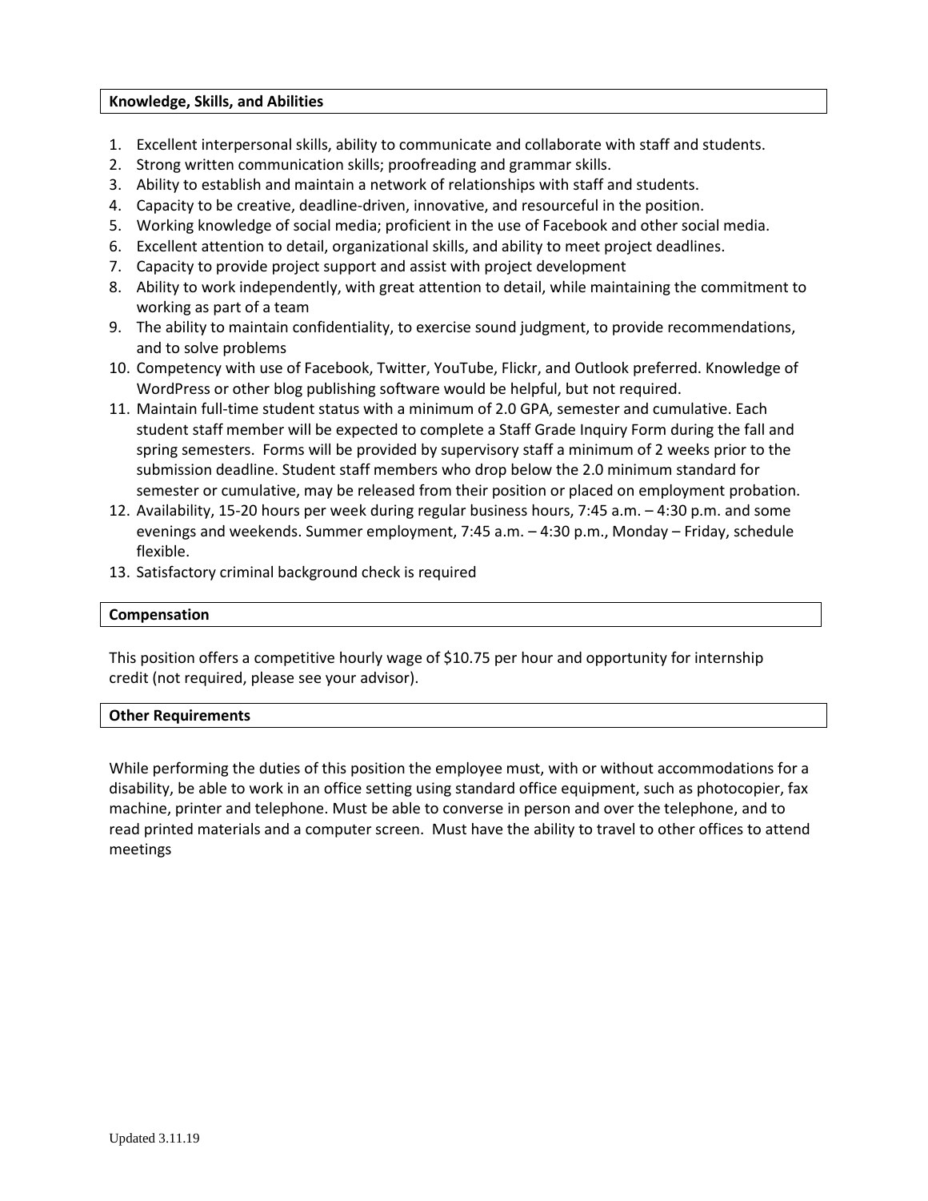## Knowledge, Skills, and Abilities

1. Excellent interpersonal skills, ability to communicate and collaborate with staff and students.
2. Strong written communication skills; proofreading and grammar skills.
3. Ability to establish and maintain a network of relationships with staff and students.
4. Capacity to be creative, deadline-driven, innovative, and resourceful in the position.
5. Working knowledge of social media; proficient in the use of Facebook and other social media.
6. Excellent attention to detail, organizational skills, and ability to meet project deadlines.
7. Capacity to provide project support and assist with project development
8. Ability to work independently, with great attention to detail, while maintaining the commitment to working as part of a team
9. The ability to maintain confidentiality, to exercise sound judgment, to provide recommendations, and to solve problems
10. Competency with use of Facebook, Twitter, YouTube, Flickr, and Outlook preferred. Knowledge of WordPress or other blog publishing software would be helpful, but not required.
11. Maintain full-time student status with a minimum of 2.0 GPA, semester and cumulative. Each student staff member will be expected to complete a Staff Grade Inquiry Form during the fall and spring semesters. Forms will be provided by supervisory staff a minimum of 2 weeks prior to the submission deadline. Student staff members who drop below the 2.0 minimum standard for semester or cumulative, may be released from their position or placed on employment probation.
12. Availability, 15-20 hours per week during regular business hours, 7:45 a.m. – 4:30 p.m. and some evenings and weekends. Summer employment, 7:45 a.m. – 4:30 p.m., Monday – Friday, schedule flexible.
13. Satisfactory criminal background check is required

## Compensation

This position offers a competitive hourly wage of $10.75 per hour and opportunity for internship credit (not required, please see your advisor).

## Other Requirements

While performing the duties of this position the employee must, with or without accommodations for a disability, be able to work in an office setting using standard office equipment, such as photocopier, fax machine, printer and telephone. Must be able to converse in person and over the telephone, and to read printed materials and a computer screen. Must have the ability to travel to other offices to attend meetings

Updated 3.11.19